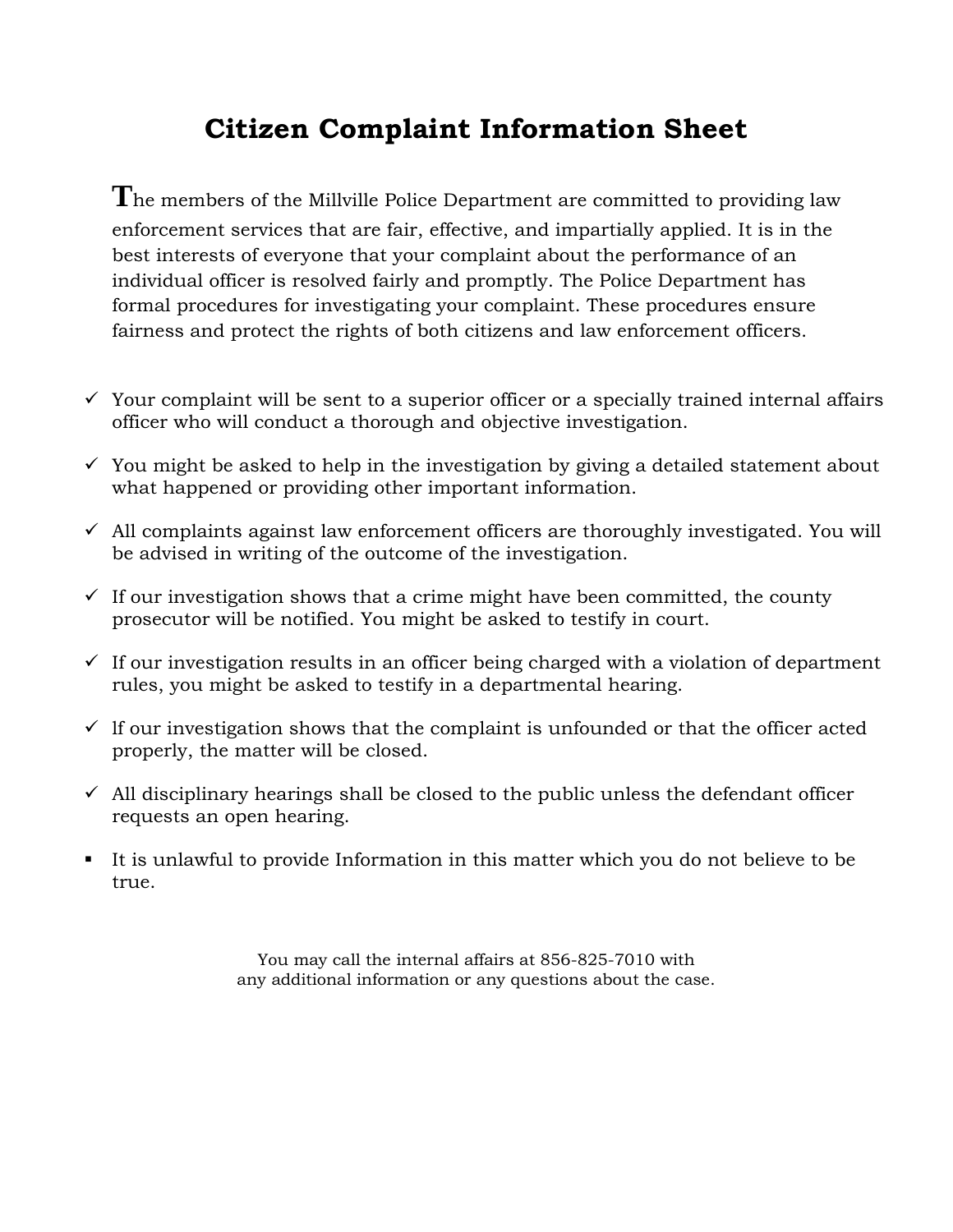# Citizen Complaint Information Sheet

The members of the Millville Police Department are committed to providing law enforcement services that are fair, effective, and impartially applied. It is in the best interests of everyone that your complaint about the performance of an individual officer is resolved fairly and promptly. The Police Department has formal procedures for investigating your complaint. These procedures ensure fairness and protect the rights of both citizens and law enforcement officers.

- ✓ Your complaint will be sent to a superior officer or a specially trained internal affairs officer who will conduct a thorough and objective investigation.
- ✓ You might be asked to help in the investigation by giving a detailed statement about what happened or providing other important information.
- ✓ All complaints against law enforcement officers are thoroughly investigated. You will be advised in writing of the outcome of the investigation.
- ✓ If our investigation shows that a crime might have been committed, the county prosecutor will be notified. You might be asked to testify in court.
- ✓ If our investigation results in an officer being charged with a violation of department rules, you might be asked to testify in a departmental hearing.
- ✓ lf our investigation shows that the complaint is unfounded or that the officer acted properly, the matter will be closed.
- ✓ All disciplinary hearings shall be closed to the public unless the defendant officer requests an open hearing.
- It is unlawful to provide Information in this matter which you do not believe to be true.

You may call the internal affairs at 856-825-7010 with any additional information or any questions about the case.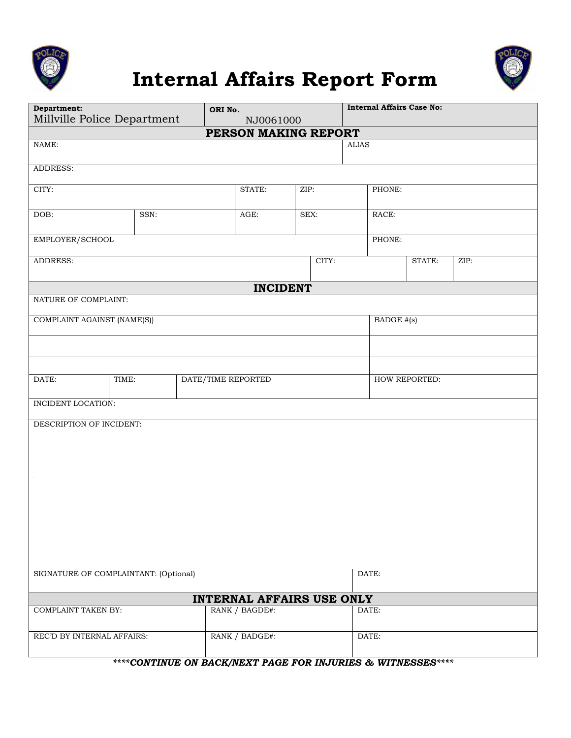# Internal Affairs Report Form

| Department: Millville Police Department | ORI No. NJ0061000 | Internal Affairs Case No: |
|---|---|---|

## PERSON MAKING REPORT

| NAME: | | | | | ALIAS |
|---|---|---|---|---|---|
| ADDRESS: | | | | | |
| CITY: | | STATE: | ZIP: | PHONE: | |
| DOB: | SSN: | AGE: | SEX: | RACE: | |
| EMPLOYER/SCHOOL | | | | PHONE: | |
| ADDRESS: | | | CITY: | STATE: | ZIP: |

## INCIDENT

| NATURE OF COMPLAINT: | | | |
|---|---|---|---|
| COMPLAINT AGAINST (NAME(S)) | | | BADGE #(s) |
| | | | |
| | | | |
| DATE: | TIME: | DATE/TIME REPORTED | HOW REPORTED: |
| INCIDENT LOCATION: | | | |
| DESCRIPTION OF INCIDENT: | | | |
| SIGNATURE OF COMPLAINTANT: (Optional) | | | DATE: |

## INTERNAL AFFAIRS USE ONLY

| COMPLAINT TAKEN BY: | RANK / BAGDE#: | DATE: |
|---|---|---|
| REC'D BY INTERNAL AFFAIRS: | RANK / BADGE#: | DATE: |

*****CONTINUE ON BACK/NEXT PAGE FOR INJURIES & WITNESSES*****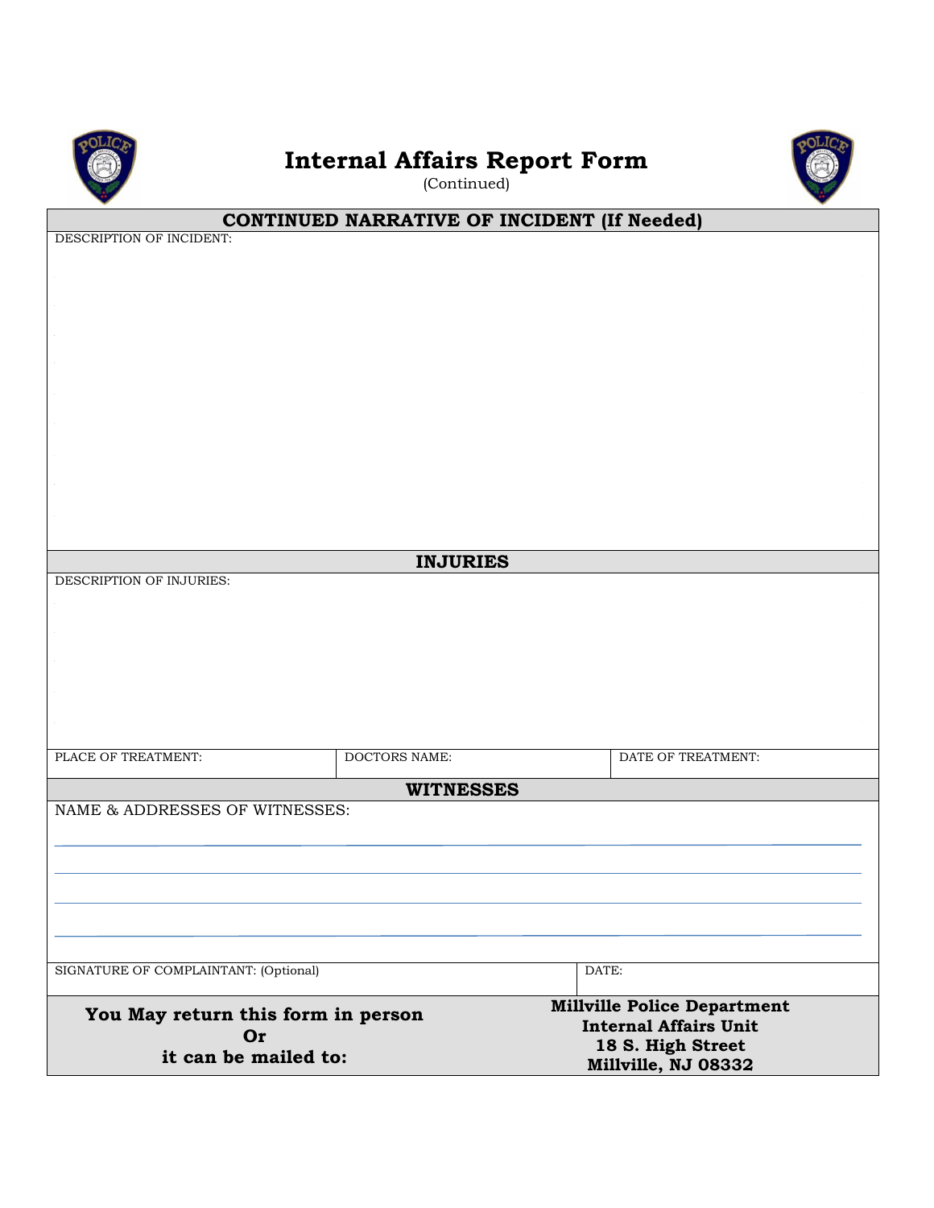# Internal Affairs Report Form

(Continued)

## CONTINUED NARRATIVE OF INCIDENT (If Needed)

DESCRIPTION OF INCIDENT:

## INJURIES

DESCRIPTION OF INJURIES:

| PLACE OF TREATMENT: | DOCTORS NAME: | DATE OF TREATMENT: |
| --- | --- | --- |

## WITNESSES

NAME & ADDRESSES OF WITNESSES:

| SIGNATURE OF COMPLAINTANT: (Optional) | DATE: |
| --- | --- |

| | |
| --- | --- |
| **You May return this form in person Or it can be mailed to:** | **Millville Police Department Internal Affairs Unit 18 S. High Street Millville, NJ 08332** |